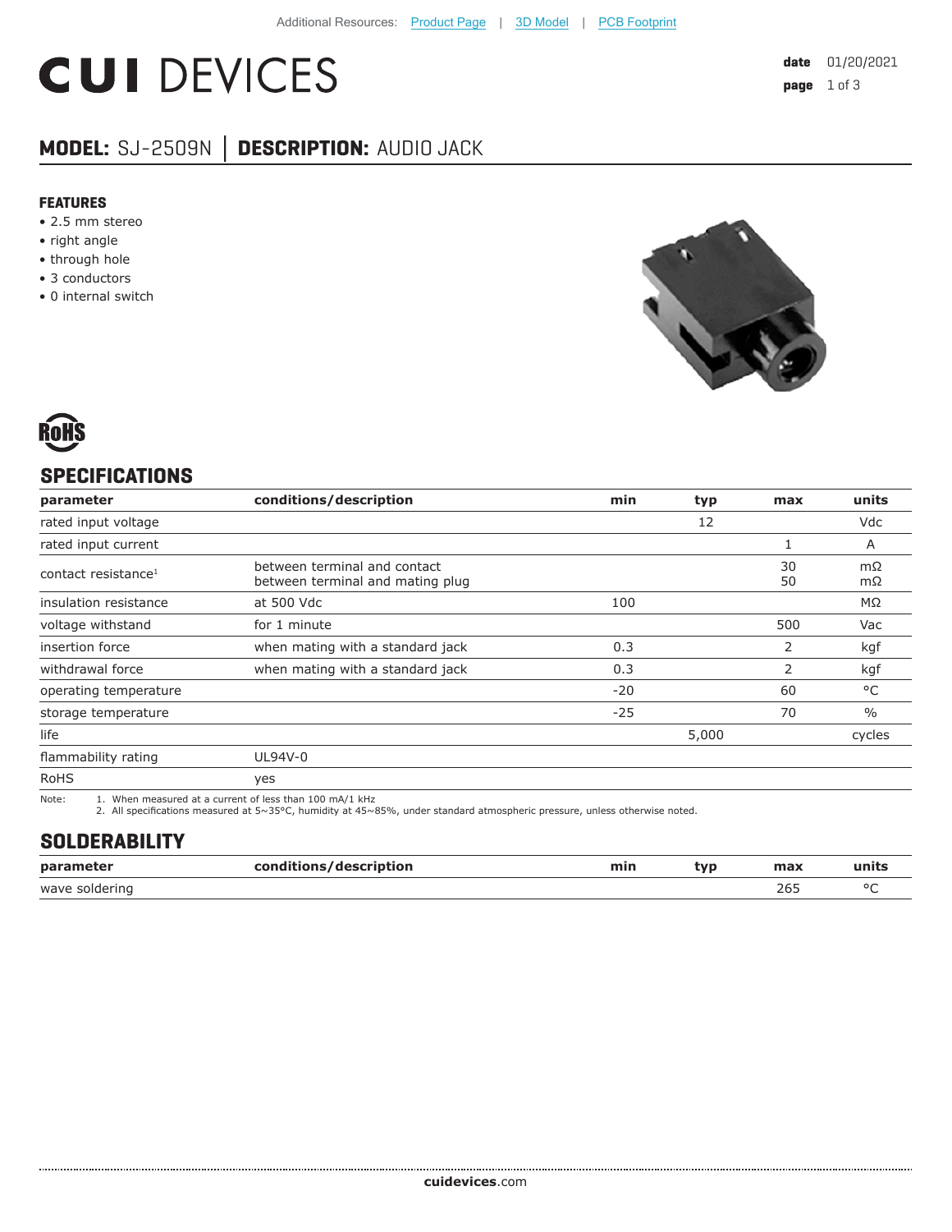Additional Resources: Product Page | 3D Model | PCB Footprint

# CUI DEVICES

**date** 01/20/2021

## MODEL: SJ-2509N │ DESCRIPTION: AUDIO JACK

### FEATURES

- 2.5 mm stereo
- right angle
- through hole
- 3 conductors
- 0 internal switch

RoHS

## SPECIFICATIONS

| parameter | conditions/description | min | typ | max | units |
|---|---|---|---|---|---|
| rated input voltage | | | 12 | | Vdc |
| rated input current | | | | 1 | A |
| contact resistance[1] | between terminal and contact<br>between terminal and mating plug | | | 30<br>50 | mΩ<br>mΩ |
| insulation resistance | at 500 Vdc | 100 | | | MΩ |
| voltage withstand | for 1 minute | | | 500 | Vac |
| insertion force | when mating with a standard jack | 0.3 | | 2 | kgf |
| withdrawal force | when mating with a standard jack | 0.3 | | 2 | kgf |
| operating temperature | | -20 | | 60 | °C |
| storage temperature | | -25 | | 70 | % |
| life | | | 5,000 | | cycles |
| flammability rating | UL94V-0 | | | | |
| RoHS | yes | | | | |

Note:
1. When measured at a current of less than 100 mA/1 kHz
2. All specifications measured at 5~35°C, humidity at 45~85%, under standard atmospheric pressure, unless otherwise noted.

## SOLDERABILITY

| parameter | conditions/description | min | typ | max | units |
|---|---|---|---|---|---|
| wave soldering | | | | 265 | °C |

**cuidevices**.com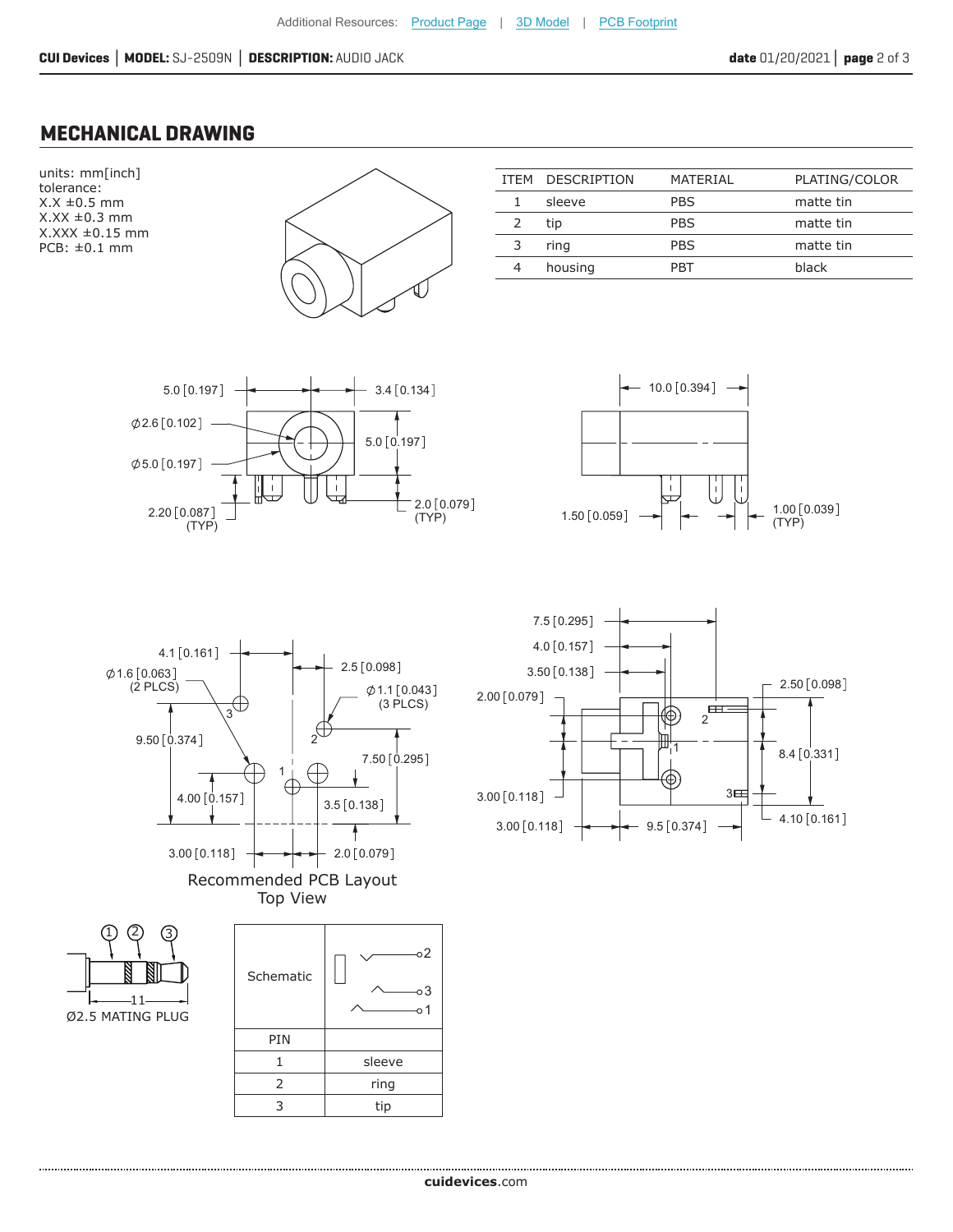## MECHANICAL DRAWING

units: mm[inch]
tolerance:
X.X ±0.5 mm
X.XX ±0.3 mm
X.XXX ±0.15 mm
PCB: ±0.1 mm

| ITEM | DESCRIPTION | MATERIAL | PLATING/COLOR |
|---|---|---|---|
| 1 | sleeve | PBS | matte tin |
| 2 | tip | PBS | matte tin |
| 3 | ring | PBS | matte tin |
| 4 | housing | PBT | black |

5.0 [0.197] 3.4 [0.134]
Ø2.6 [0.102]
Ø5.0 [0.197]
5.0 [0.197]
2.20 [0.087] (TYP)
2.0 [0.079] (TYP)

10.0 [0.394]
1.50 [0.059]
1.00 [0.039] (TYP)

4.1 [0.161]
Ø1.6 [0.063] (2 PLCS)
2.5 [0.098]
Ø1.1 [0.043] (3 PLCS)
9.50 [0.374]
7.50 [0.295]
4.00 [0.157]
3.5 [0.138]
3.00 [0.118]
2.0 [0.079]

Recommended PCB Layout
Top View

7.5 [0.295]
4.0 [0.157]
3.50 [0.138]
2.00 [0.079]
2.50 [0.098]
8.4 [0.331]
3.00 [0.118]
4.10 [0.161]
3.00 [0.118]
9.5 [0.374]

Ø2.5 MATING PLUG
11

| Schematic | |
|---|---|
| PIN | |
| 1 | sleeve |
| 2 | ring |
| 3 | tip |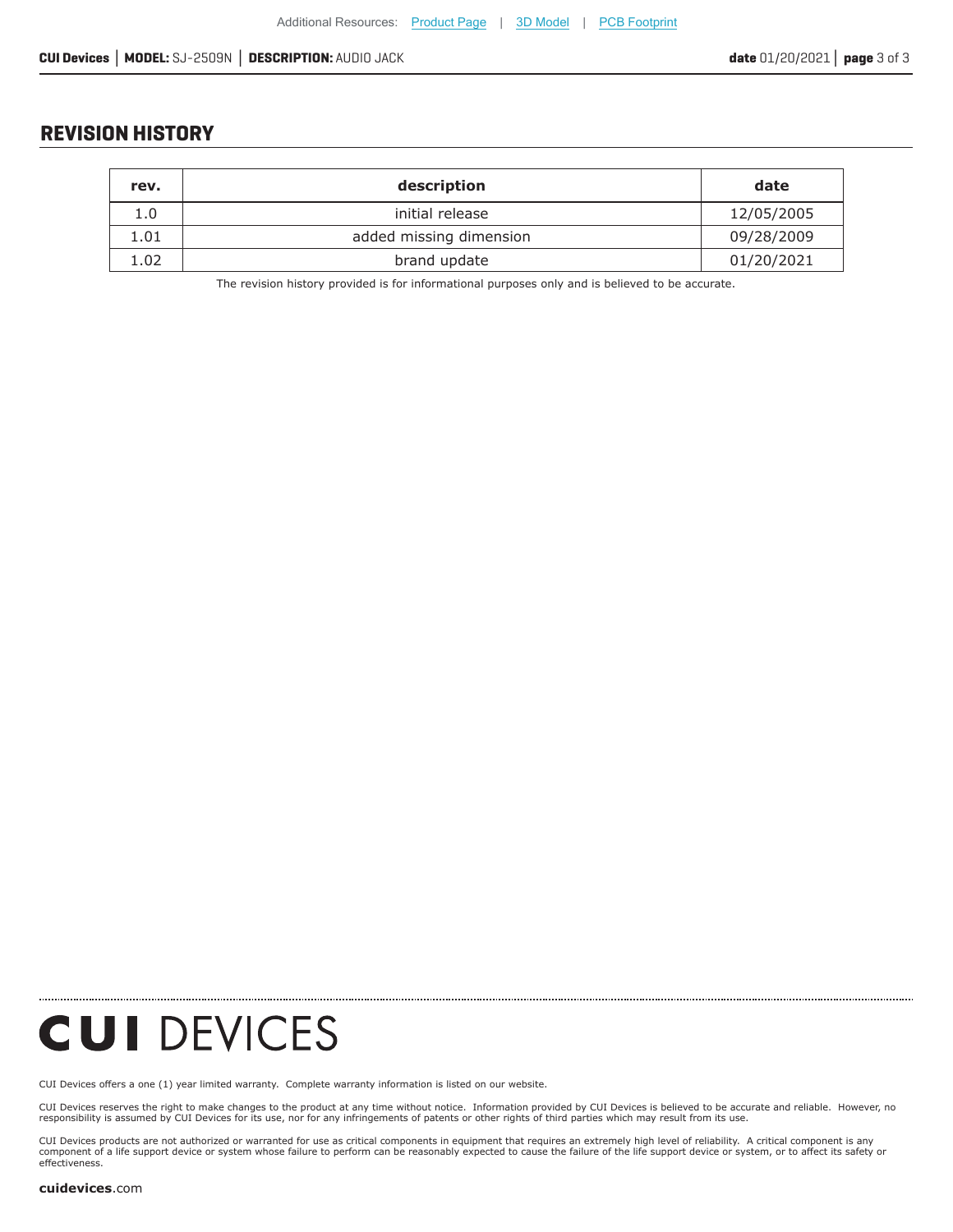## REVISION HISTORY

| rev. | description | date |
|---|---|---|
| 1.0 | initial release | 12/05/2005 |
| 1.01 | added missing dimension | 09/28/2009 |
| 1.02 | brand update | 01/20/2021 |

The revision history provided is for informational purposes only and is believed to be accurate.

CUI DEVICES

CUI Devices offers a one (1) year limited warranty. Complete warranty information is listed on our website.

CUI Devices reserves the right to make changes to the product at any time without notice. Information provided by CUI Devices is believed to be accurate and reliable. However, no responsibility is assumed by CUI Devices for its use, nor for any infringements of patents or other rights of third parties which may result from its use.

CUI Devices products are not authorized or warranted for use as critical components in equipment that requires an extremely high level of reliability. A critical component is any component of a life support device or system whose failure to perform can be reasonably expected to cause the failure of the life support device or system, or to affect its safety or effectiveness.

**cuidevices**.com